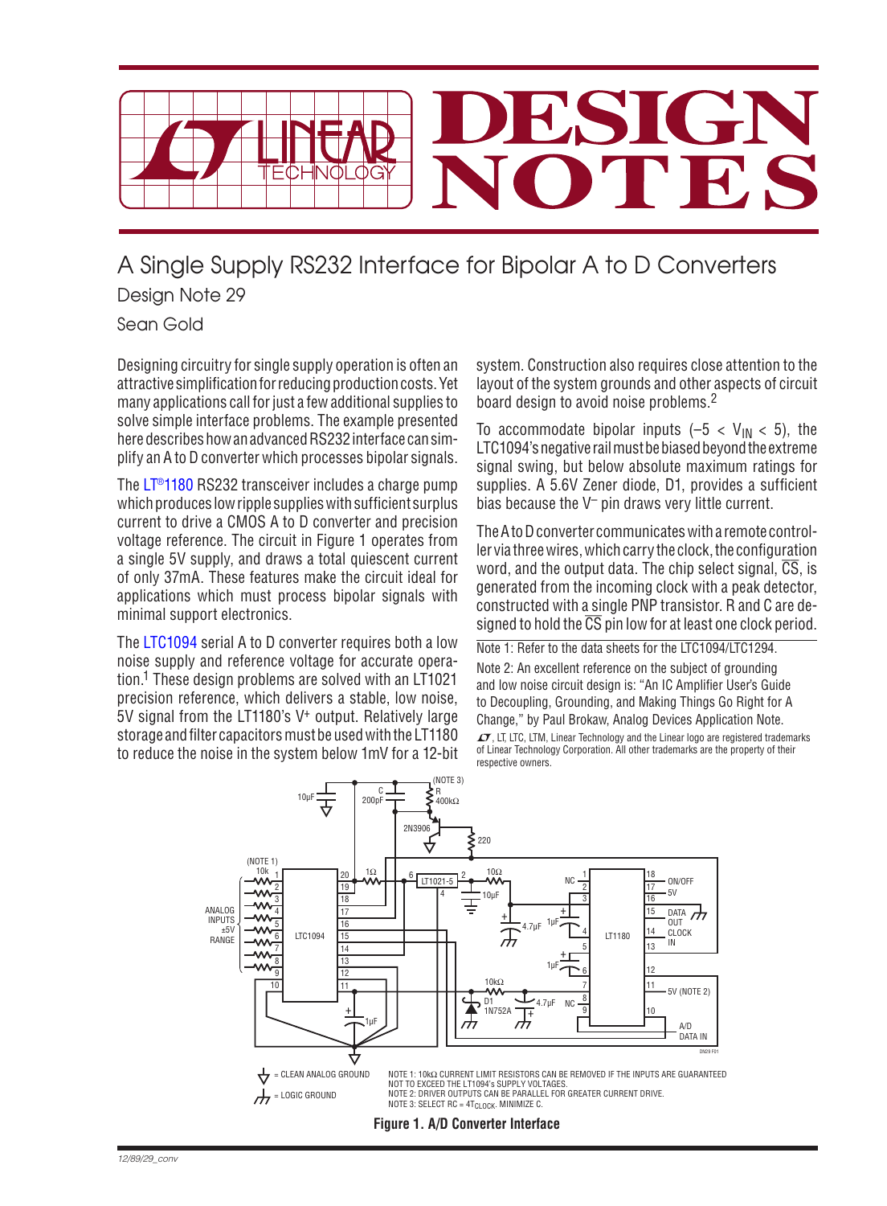# A Single Supply RS232 Interface for Bipolar A to D Converters

Design Note 29

Sean Gold

Designing circuitry for single supply operation is often an attractive simplification for reducing production costs. Yet many applications call for just a few additional supplies to solve simple interface problems. The example presented here describes how an advanced RS232 interface can simplify an A to D converter which processes bipolar signals.

The LT®1180 RS232 transceiver includes a charge pump which produces low ripple supplies with sufficient surplus current to drive a CMOS A to D converter and precision voltage reference. The circuit in Figure 1 operates from a single 5V supply, and draws a total quiescent current of only 37mA. These features make the circuit ideal for applications which must process bipolar signals with minimal support electronics.

The LTC1094 serial A to D converter requires both a low noise supply and reference voltage for accurate operation.[1] These design problems are solved with an LT1021 precision reference, which delivers a stable, low noise, 5V signal from the LT1180's $V^+$ output. Relatively large storage and filter capacitors must be used with the LT1180 to reduce the noise in the system below 1mV for a 12-bit system. Construction also requires close attention to the layout of the system grounds and other aspects of circuit board design to avoid noise problems.[2]

To accommodate bipolar inputs ($-5 < V_{IN} < 5$), the LTC1094's negative rail must be biased beyond the extreme signal swing, but below absolute maximum ratings for supplies. A 5.6V Zener diode, D1, provides a sufficient bias because the $V^-$ pin draws very little current.

The A to D converter communicates with a remote controller via three wires, which carry the clock, the configuration word, and the output data. The chip select signal, $\overline{CS}$, is generated from the incoming clock with a peak detector, constructed with a single PNP transistor. R and C are designed to hold the $\overline{CS}$ pin low for at least one clock period.

Note 1: Refer to the data sheets for the LTC1094/LTC1294.

Note 2: An excellent reference on the subject of grounding and low noise circuit design is: "An IC Amplifier User's Guide to Decoupling, Grounding, and Making Things Go Right for A Change," by Paul Brokaw, Analog Devices Application Note.

LT, LTC, LTM, Linear Technology and the Linear logo are registered trademarks of Linear Technology Corporation. All other trademarks are the property of their respective owners.

(NOTE 3)
C 200pF
R 400kΩ
10µF
2N3906
220
(NOTE 1) 10k
ANALOG INPUTS ±5V RANGE
LTC1094
1Ω
LT1021-5
10Ω
10µF
4.7µF
1µF
1µF
1µF
10kΩ
D1 1N752A
4.7µF
NC
LT1180
ON/OFF
5V
DATA OUT
CLOCK IN
5V (NOTE 2)
A/D DATA IN

= CLEAN ANALOG GROUND
= LOGIC GROUND

NOTE 1: 10kΩ CURRENT LIMIT RESISTORS CAN BE REMOVED IF THE INPUTS ARE GUARANTEED NOT TO EXCEED THE LT1094's SUPPLY VOLTAGES.
NOTE 2: DRIVER OUTPUTS CAN BE PARALLEL FOR GREATER CURRENT DRIVE.
NOTE 3: SELECT RC = $4T_{CLOCK}$. MINIMIZE C.

**Figure 1. A/D Converter Interface**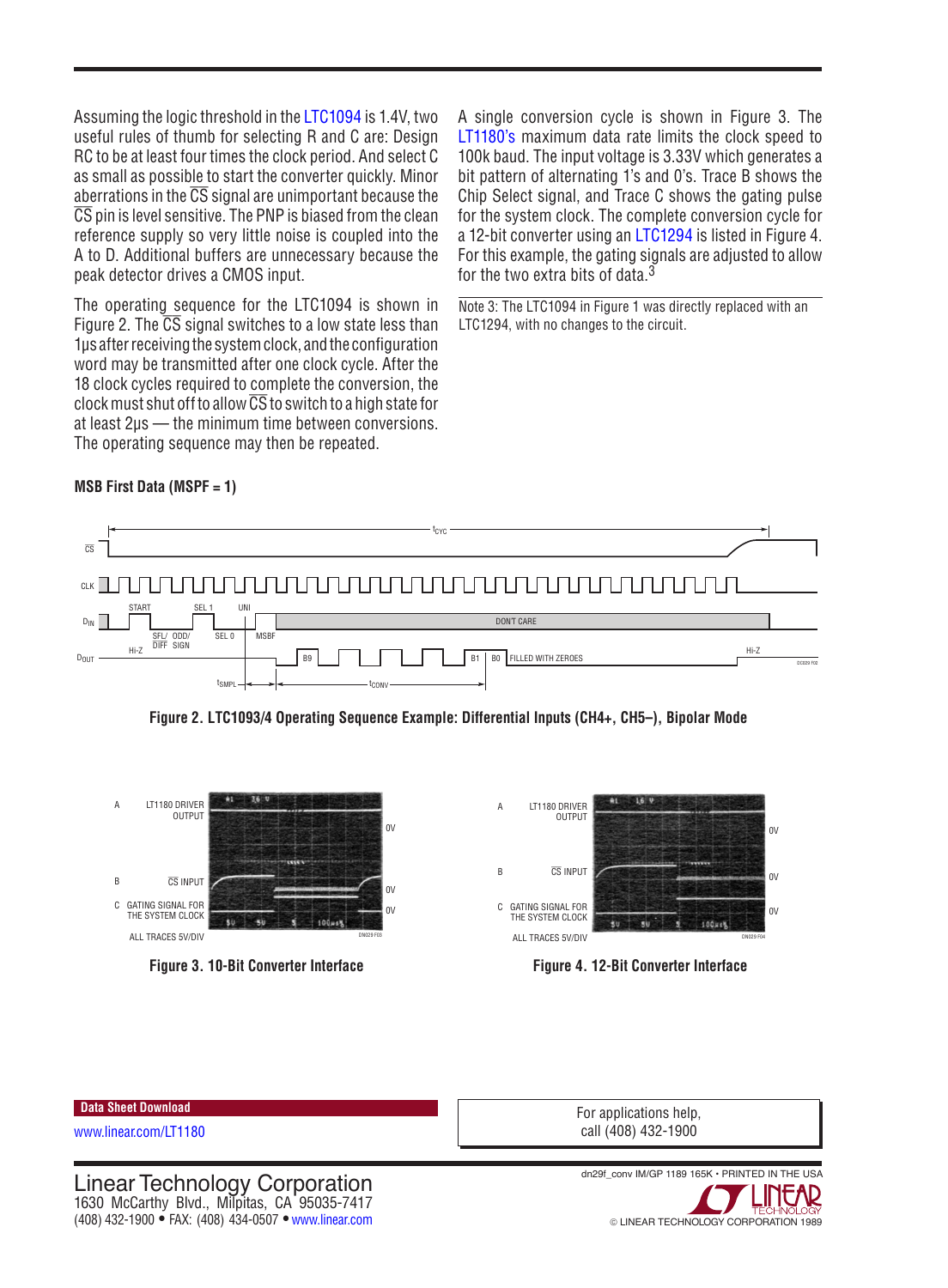Assuming the logic threshold in the LTC1094 is 1.4V, two useful rules of thumb for selecting R and C are: Design RC to be at least four times the clock period. And select C as small as possible to start the converter quickly. Minor aberrations in the $\overline{CS}$ signal are unimportant because the $\overline{CS}$ pin is level sensitive. The PNP is biased from the clean reference supply so very little noise is coupled into the A to D. Additional buffers are unnecessary because the peak detector drives a CMOS input.

The operating sequence for the LTC1094 is shown in Figure 2. The $\overline{CS}$ signal switches to a low state less than 1µs after receiving the system clock, and the configuration word may be transmitted after one clock cycle. After the 18 clock cycles required to complete the conversion, the clock must shut off to allow $\overline{CS}$ to switch to a high state for at least 2µs — the minimum time between conversions. The operating sequence may then be repeated.

A single conversion cycle is shown in Figure 3. The LT1180's maximum data rate limits the clock speed to 100k baud. The input voltage is 3.33V which generates a bit pattern of alternating 1's and 0's. Trace B shows the Chip Select signal, and Trace C shows the gating pulse for the system clock. The complete conversion cycle for a 12-bit converter using an LTC1294 is listed in Figure 4. For this example, the gating signals are adjusted to allow for the two extra bits of data.[3]

Note 3: The LTC1094 in Figure 1 was directly replaced with an LTC1294, with no changes to the circuit.

**MSB First Data (MSPF = 1)**

$t_{CYC}$

$\overline{CS}$

CLK

START SEL 1 UNI

$D_{IN}$

DON'T CARE

SFL/ $\overline{DIFF}$ ODD/ SIGN SEL 0 MSBF

Hi-Z

$D_{OUT}$

B9 B1 B0 FILLED WITH ZEROES

Hi-Z

$t_{SMPL}$ $t_{CONV}$

DC029 F02

**Figure 2. LTC1093/4 Operating Sequence Example: Differential Inputs (CH4+, CH5–), Bipolar Mode**

A LT1180 DRIVER OUTPUT

B $\overline{CS}$ INPUT

C GATING SIGNAL FOR THE SYSTEM CLOCK

ALL TRACES 5V/DIV

0V

0V

0V

DN029 F03

**Figure 3. 10-Bit Converter Interface**

A LT1180 DRIVER OUTPUT

B $\overline{CS}$ INPUT

C GATING SIGNAL FOR THE SYSTEM CLOCK

ALL TRACES 5V/DIV

0V

0V

0V

DN029 F04

**Figure 4. 12-Bit Converter Interface**

**Data Sheet Download**

www.linear.com/LT1180

For applications help,
call (408) 432-1900

Linear Technology Corporation
1630 McCarthy Blvd., Milpitas, CA 95035-7417
(408) 432-1900 • FAX: (408) 434-0507 • www.linear.com

dn29f_conv IM/GP 1189 165K • PRINTED IN THE USA

© LINEAR TECHNOLOGY CORPORATION 1989